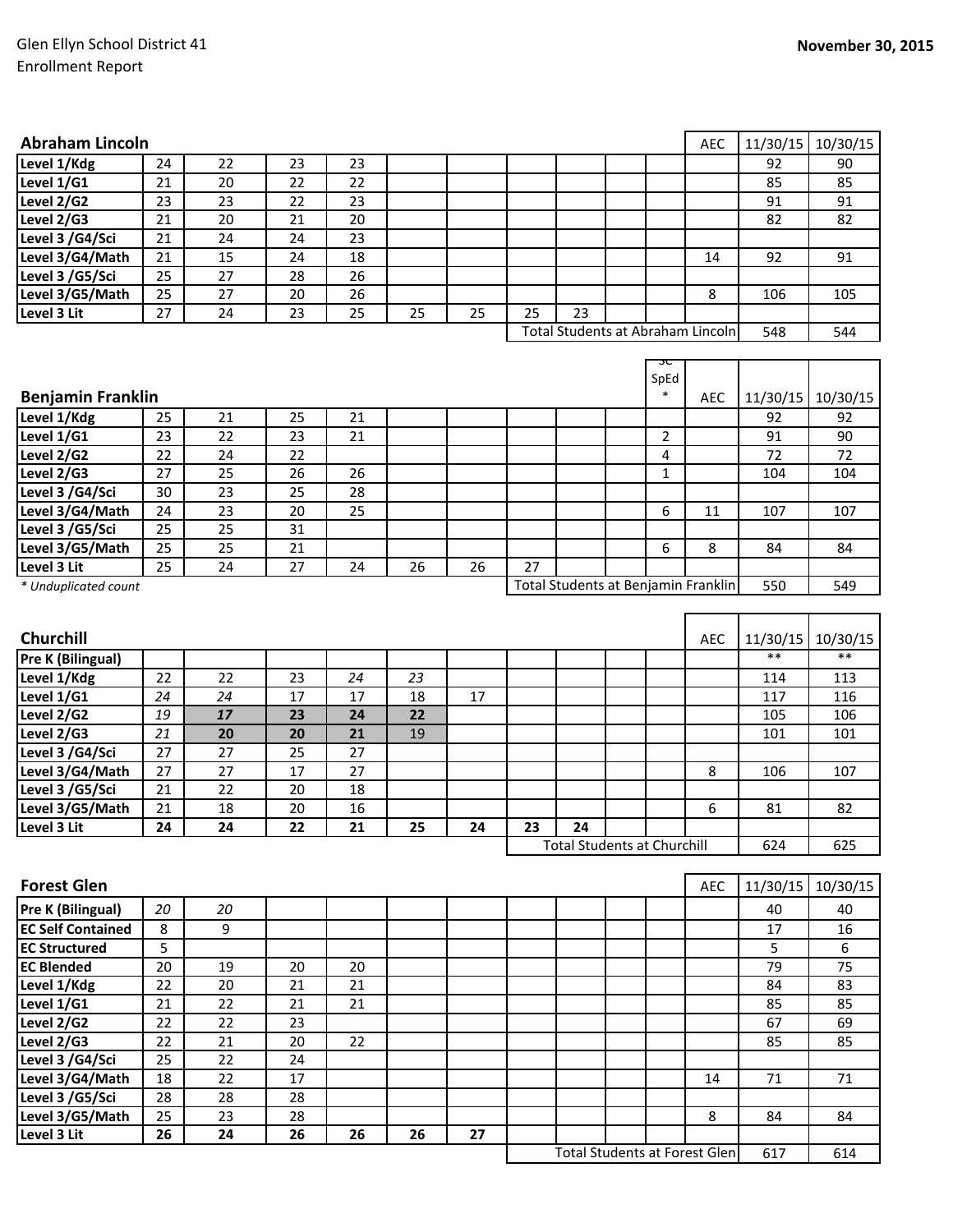Glen Ellyn School District 41
Enrollment Report

**November 30, 2015**

| **Abraham Lincoln** | | | | | | | | | | | AEC | 11/30/15 | 10/30/15 |
|---|---|---|---|---|---|---|---|---|---|---|---|---|---|
| **Level 1/Kdg** | 24 | 22 | 23 | 23 | | | | | | | | 92 | 90 |
| **Level 1/G1** | 21 | 20 | 22 | 22 | | | | | | | | 85 | 85 |
| **Level 2/G2** | 23 | 23 | 22 | 23 | | | | | | | | 91 | 91 |
| **Level 2/G3** | 21 | 20 | 21 | 20 | | | | | | | | 82 | 82 |
| **Level 3 /G4/Sci** | 21 | 24 | 24 | 23 | | | | | | | | | |
| **Level 3/G4/Math** | 21 | 15 | 24 | 18 | | | | | | | 14 | 92 | 91 |
| **Level 3 /G5/Sci** | 25 | 27 | 28 | 26 | | | | | | | | | |
| **Level 3/G5/Math** | 25 | 27 | 20 | 26 | | | | | | | 8 | 106 | 105 |
| **Level 3 Lit** | 27 | 24 | 23 | 25 | 25 | 25 | 25 | 23 | | | | | |
| | | | | | | | Total Students at Abraham Lincoln | | | | | 548 | 544 |

| **Benjamin Franklin** | | | | | | | | | | SC SpEd * | AEC | 11/30/15 | 10/30/15 |
|---|---|---|---|---|---|---|---|---|---|---|---|---|---|
| **Level 1/Kdg** | 25 | 21 | 25 | 21 | | | | | | | | 92 | 92 |
| **Level 1/G1** | 23 | 22 | 23 | 21 | | | | | | 2 | | 91 | 90 |
| **Level 2/G2** | 22 | 24 | 22 | | | | | | | 4 | | 72 | 72 |
| **Level 2/G3** | 27 | 25 | 26 | 26 | | | | | | 1 | | 104 | 104 |
| **Level 3 /G4/Sci** | 30 | 23 | 25 | 28 | | | | | | | | | |
| **Level 3/G4/Math** | 24 | 23 | 20 | 25 | | | | | | 6 | 11 | 107 | 107 |
| **Level 3 /G5/Sci** | 25 | 25 | 31 | | | | | | | | | | |
| **Level 3/G5/Math** | 25 | 25 | 21 | | | | | | | 6 | 8 | 84 | 84 |
| **Level 3 Lit** | 25 | 24 | 27 | 24 | 26 | 26 | 27 | | | | | | |
| *\* Unduplicated count* | | | | | | | Total Students at Benjamin Franklin | | | | | 550 | 549 |

| **Churchill** | | | | | | | | | | | AEC | 11/30/15 | 10/30/15 |
|---|---|---|---|---|---|---|---|---|---|---|---|---|---|
| **Pre K (Bilingual)** | | | | | | | | | | | | ** | ** |
| **Level 1/Kdg** | 22 | 22 | 23 | *24* | *23* | | | | | | | 114 | 113 |
| **Level 1/G1** | *24* | *24* | 17 | 17 | 18 | 17 | | | | | | 117 | 116 |
| **Level 2/G2** | *19* | ***17*** | **23** | **24** | **22** | | | | | | | 105 | 106 |
| **Level 2/G3** | *21* | **20** | **20** | **21** | 19 | | | | | | | 101 | 101 |
| **Level 3 /G4/Sci** | 27 | 27 | 25 | 27 | | | | | | | | | |
| **Level 3/G4/Math** | 27 | 27 | 17 | 27 | | | | | | | 8 | 106 | 107 |
| **Level 3 /G5/Sci** | 21 | 22 | 20 | 18 | | | | | | | | | |
| **Level 3/G5/Math** | 21 | 18 | 20 | 16 | | | | | | | 6 | 81 | 82 |
| **Level 3 Lit** | **24** | **24** | **22** | **21** | **25** | **24** | **23** | **24** | | | | | |
| | | | | | | | Total Students at Churchill | | | | | 624 | 625 |

| **Forest Glen** | | | | | | | | | | | AEC | 11/30/15 | 10/30/15 |
|---|---|---|---|---|---|---|---|---|---|---|---|---|---|
| **Pre K (Bilingual)** | *20* | *20* | | | | | | | | | | 40 | 40 |
| **EC Self Contained** | 8 | 9 | | | | | | | | | | 17 | 16 |
| **EC Structured** | 5 | | | | | | | | | | | 5 | 6 |
| **EC Blended** | 20 | 19 | 20 | 20 | | | | | | | | 79 | 75 |
| **Level 1/Kdg** | 22 | 20 | 21 | 21 | | | | | | | | 84 | 83 |
| **Level 1/G1** | 21 | 22 | 21 | 21 | | | | | | | | 85 | 85 |
| **Level 2/G2** | 22 | 22 | 23 | | | | | | | | | 67 | 69 |
| **Level 2/G3** | 22 | 21 | 20 | 22 | | | | | | | | 85 | 85 |
| **Level 3 /G4/Sci** | 25 | 22 | 24 | | | | | | | | | | |
| **Level 3/G4/Math** | 18 | 22 | 17 | | | | | | | | 14 | 71 | 71 |
| **Level 3 /G5/Sci** | 28 | 28 | 28 | | | | | | | | | | |
| **Level 3/G5/Math** | 25 | 23 | 28 | | | | | | | | 8 | 84 | 84 |
| **Level 3 Lit** | **26** | **24** | **26** | **26** | **26** | **27** | | | | | | | |
| | | | | | | | Total Students at Forest Glen | | | | | 617 | 614 |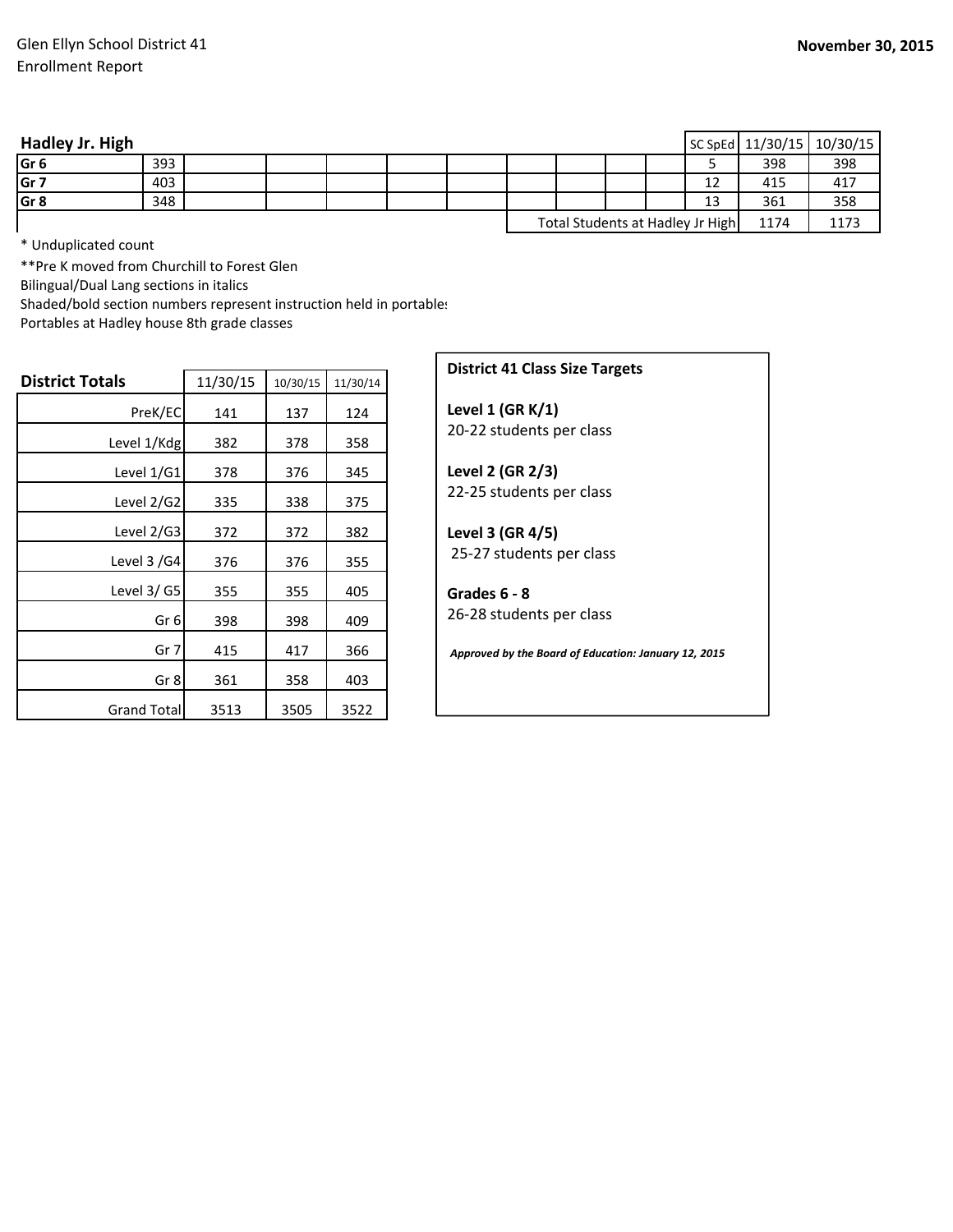Glen Ellyn School District 41
Enrollment Report

**November 30, 2015**

| **Hadley Jr. High** | | | | | | | | | | | SC SpEd | 11/30/15 | 10/30/15 |
|---|---|---|---|---|---|---|---|---|---|---|---|---|---|
| **Gr 6** | 393 | | | | | | | | | | 5 | 398 | 398 |
| **Gr 7** | 403 | | | | | | | | | | 12 | 415 | 417 |
| **Gr 8** | 348 | | | | | | | | | | 13 | 361 | 358 |
| | | | | | | | | | | | Total Students at Hadley Jr High | 1174 | 1173 |

\* Unduplicated count

\*\*Pre K moved from Churchill to Forest Glen

Bilingual/Dual Lang sections in italics

Shaded/bold section numbers represent instruction held in portables

Portables at Hadley house 8th grade classes

| **District Totals** | 11/30/15 | 10/30/15 | 11/30/14 |
|---|---|---|---|
| PreK/EC | 141 | 137 | 124 |
| Level 1/Kdg | 382 | 378 | 358 |
| Level 1/G1 | 378 | 376 | 345 |
| Level 2/G2 | 335 | 338 | 375 |
| Level 2/G3 | 372 | 372 | 382 |
| Level 3 /G4 | 376 | 376 | 355 |
| Level 3/ G5 | 355 | 355 | 405 |
| Gr 6 | 398 | 398 | 409 |
| Gr 7 | 415 | 417 | 366 |
| Gr 8 | 361 | 358 | 403 |
| Grand Total | 3513 | 3505 | 3522 |

**District 41 Class Size Targets**

**Level 1 (GR K/1)**
20-22 students per class

**Level 2 (GR 2/3)**
22-25 students per class

**Level 3 (GR 4/5)**
25-27 students per class

**Grades 6 - 8**
26-28 students per class

***Approved by the Board of Education: January 12, 2015***